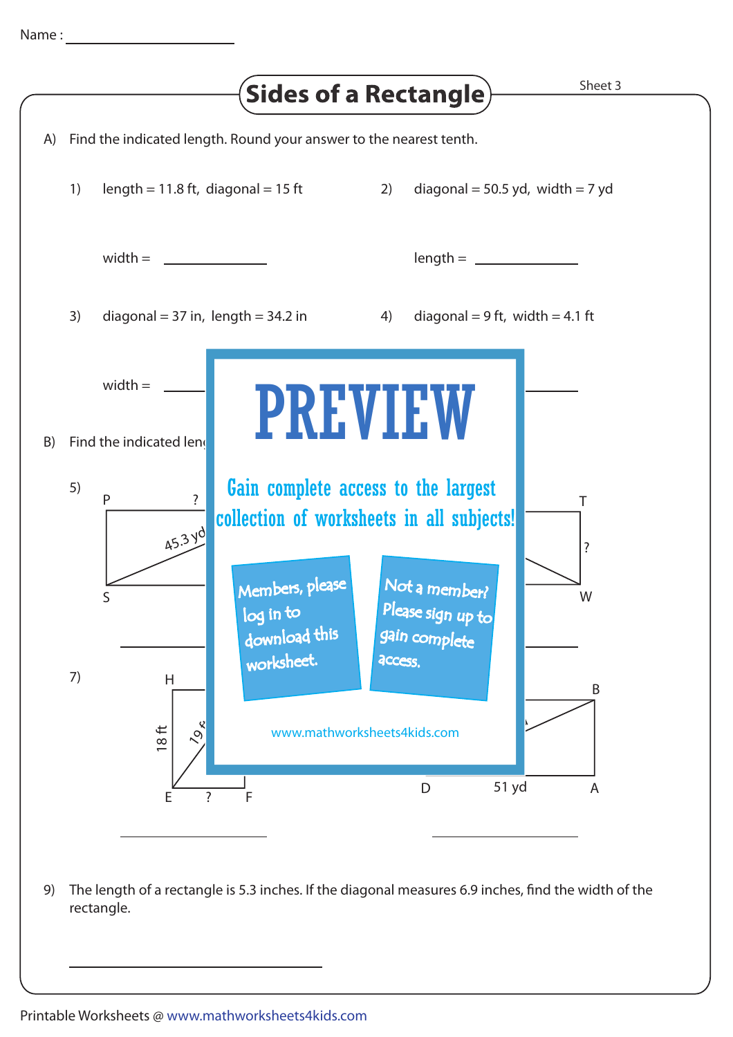Name : ____________________

# Sides of a Rectangle

Sheet 3

A) Find the indicated length. Round your answer to the nearest tenth.

1) length = 11.8 ft, diagonal = 15 ft

width = ____________

2) diagonal = 50.5 yd, width = 7 yd

length = ____________

3) diagonal = 37 in, length = 34.2 in

width = ____________

4) diagonal = 9 ft, width = 4.1 ft

____________

B) Find the indicated len

5) P ? 45.3 yd S

____________

T ? W

____________

7) H 18 ft 19 ft E ? F

____________

B D 51 yd A

____________

PREVIEW

Gain complete access to the largest collection of worksheets in all subjects!

Members, please log in to download this worksheet.

Not a member? Please sign up to gain complete access.

www.mathworksheets4kids.com

9) The length of a rectangle is 5.3 inches. If the diagonal measures 6.9 inches, find the width of the rectangle.

____________________

Printable Worksheets @ www.mathworksheets4kids.com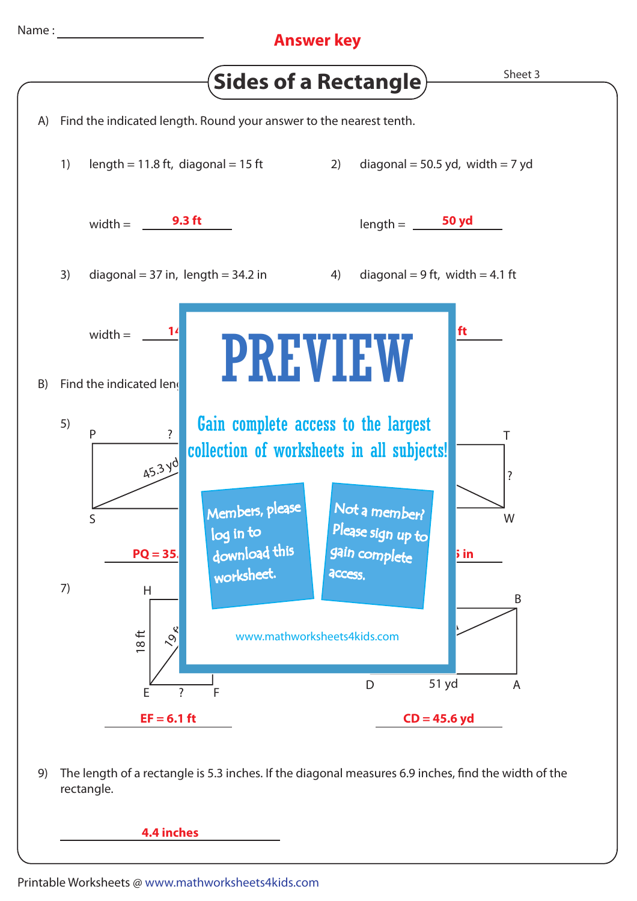Name : ______________________

**Answer key**

# Sides of a Rectangle

Sheet 3

A) Find the indicated length. Round your answer to the nearest tenth.

1) length = 11.8 ft, diagonal = 15 ft

width = **9.3 ft**

2) diagonal = 50.5 yd, width = 7 yd

length = **50 yd**

3) diagonal = 37 in, length = 34.2 in

width = **14**

4) diagonal = 9 ft, width = 4.1 ft

**ft**

B) Find the indicated len

5)

P ? 45.3 yd S

**PQ = 35.**

6)

T ? W

**in**

7)

H 18 ft 19 ft E ? F

**EF = 6.1 ft**

8)

B D 51 yd A

**CD = 45.6 yd**

PREVIEW

Gain complete access to the largest collection of worksheets in all subjects!

Members, please log in to download this worksheet.

Not a member? Please sign up to gain complete access.

www.mathworksheets4kids.com

9) The length of a rectangle is 5.3 inches. If the diagonal measures 6.9 inches, find the width of the rectangle.

**4.4 inches**

Printable Worksheets @ www.mathworksheets4kids.com